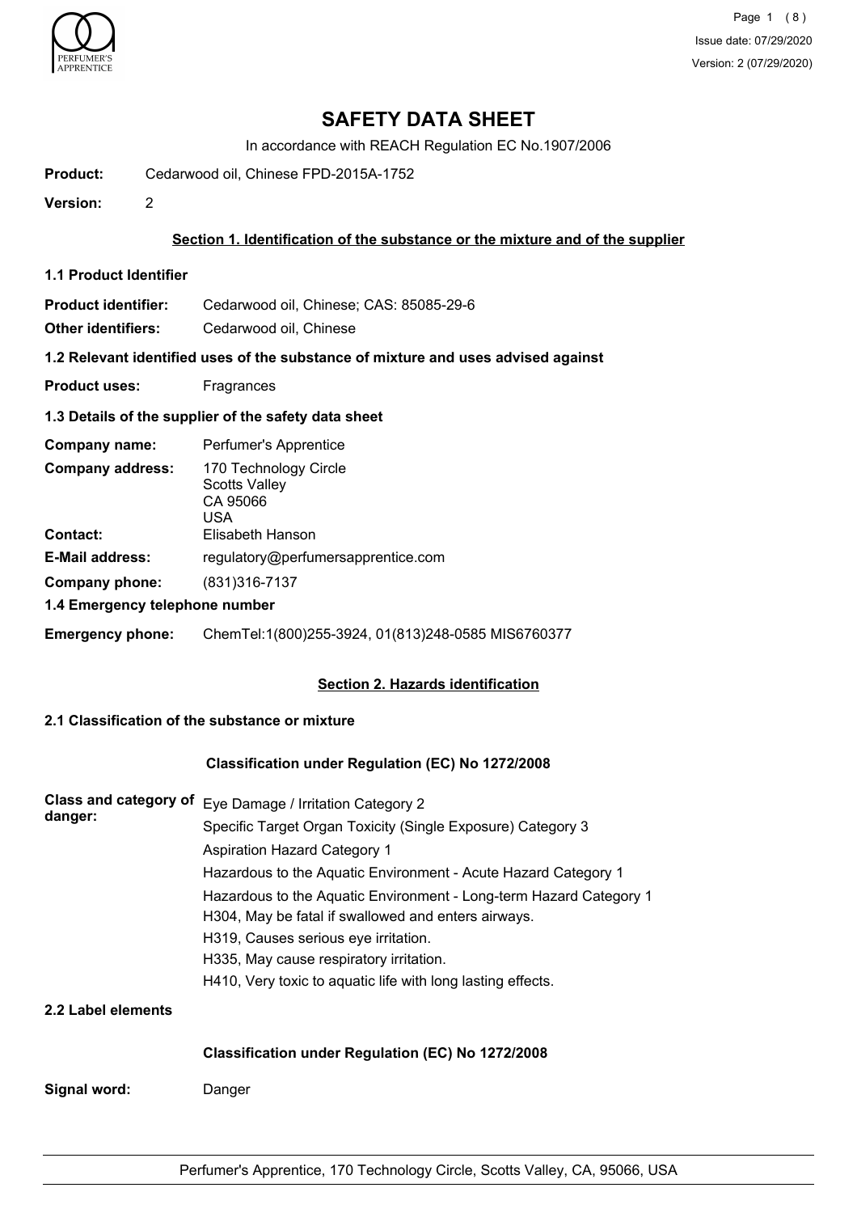# SAFETY DATA SHEET

In accordance with REACH Regulation EC No.1907/2006

**Product:** Cedarwood oil, Chinese FPD-2015A-1752

**Version:** 2

## Section 1. Identification of the substance or the mixture and of the supplier

### 1.1 Product Identifier

**Product identifier:** Cedarwood oil, Chinese; CAS: 85085-29-6

**Other identifiers:** Cedarwood oil, Chinese

### 1.2 Relevant identified uses of the substance of mixture and uses advised against

**Product uses:** Fragrances

### 1.3 Details of the supplier of the safety data sheet

**Company name:** Perfumer's Apprentice

**Company address:** 170 Technology Circle
Scotts Valley
CA 95066
USA

**Contact:** Elisabeth Hanson

**E-Mail address:** regulatory@perfumersapprentice.com

**Company phone:** (831)316-7137

### 1.4 Emergency telephone number

**Emergency phone:** ChemTel:1(800)255-3924, 01(813)248-0585 MIS6760377

## Section 2. Hazards identification

### 2.1 Classification of the substance or mixture

**Classification under Regulation (EC) No 1272/2008**

**Class and category of danger:**

Eye Damage / Irritation Category 2

Specific Target Organ Toxicity (Single Exposure) Category 3

Aspiration Hazard Category 1

Hazardous to the Aquatic Environment - Acute Hazard Category 1

Hazardous to the Aquatic Environment - Long-term Hazard Category 1

H304, May be fatal if swallowed and enters airways.

H319, Causes serious eye irritation.

H335, May cause respiratory irritation.

H410, Very toxic to aquatic life with long lasting effects.

### 2.2 Label elements

**Classification under Regulation (EC) No 1272/2008**

**Signal word:** Danger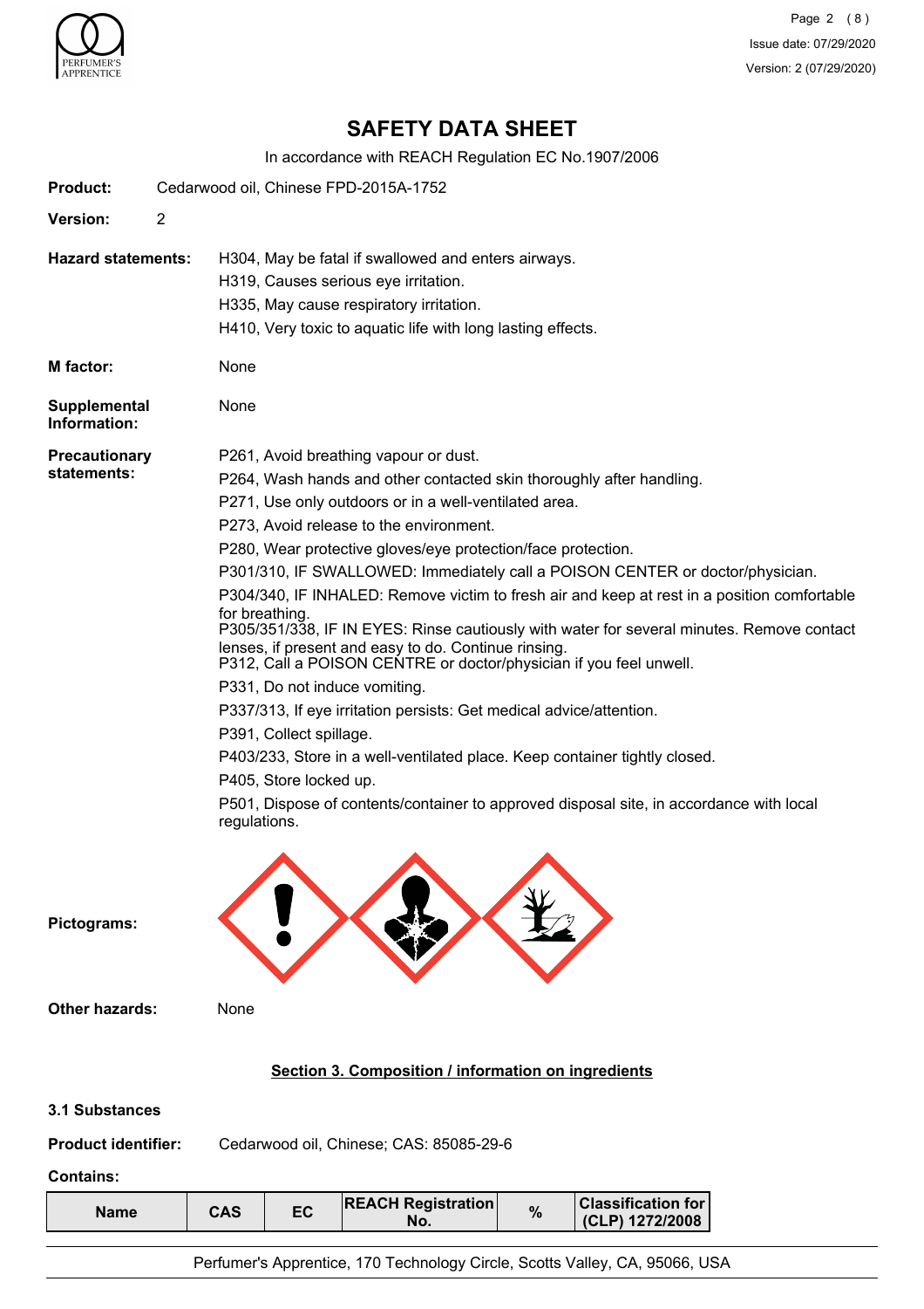# SAFETY DATA SHEET

In accordance with REACH Regulation EC No.1907/2006

**Product:** Cedarwood oil, Chinese FPD-2015A-1752

**Version:** 2

**Hazard statements:**
H304, May be fatal if swallowed and enters airways.
H319, Causes serious eye irritation.
H335, May cause respiratory irritation.
H410, Very toxic to aquatic life with long lasting effects.

**M factor:** None

**Supplemental Information:** None

**Precautionary statements:**
P261, Avoid breathing vapour or dust.
P264, Wash hands and other contacted skin thoroughly after handling.
P271, Use only outdoors or in a well-ventilated area.
P273, Avoid release to the environment.
P280, Wear protective gloves/eye protection/face protection.
P301/310, IF SWALLOWED: Immediately call a POISON CENTER or doctor/physician.
P304/340, IF INHALED: Remove victim to fresh air and keep at rest in a position comfortable for breathing.
P305/351/338, IF IN EYES: Rinse cautiously with water for several minutes. Remove contact lenses, if present and easy to do. Continue rinsing.
P312, Call a POISON CENTRE or doctor/physician if you feel unwell.
P331, Do not induce vomiting.
P337/313, If eye irritation persists: Get medical advice/attention.
P391, Collect spillage.
P403/233, Store in a well-ventilated place. Keep container tightly closed.
P405, Store locked up.
P501, Dispose of contents/container to approved disposal site, in accordance with local regulations.

**Pictograms:**

**Other hazards:** None

## Section 3. Composition / information on ingredients

### 3.1 Substances

**Product identifier:** Cedarwood oil, Chinese; CAS: 85085-29-6

**Contains:**

| Name | CAS | EC | REACH Registration No. | % | Classification for (CLP) 1272/2008 |
|---|---|---|---|---|---|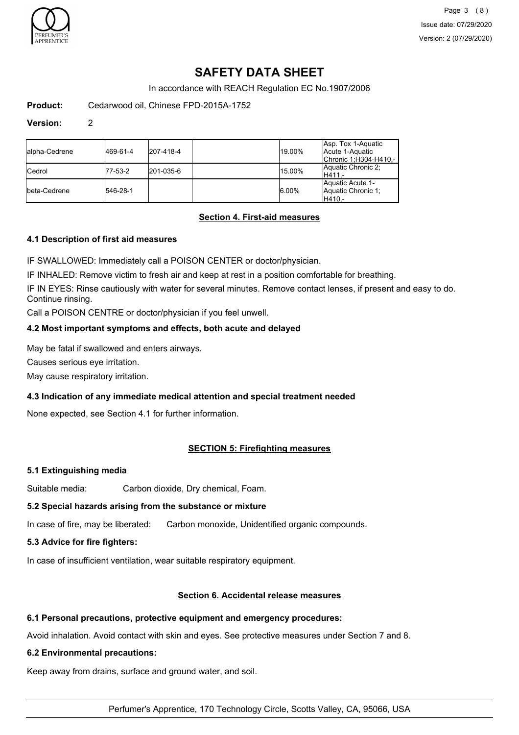# SAFETY DATA SHEET

In accordance with REACH Regulation EC No.1907/2006

**Product:** Cedarwood oil, Chinese FPD-2015A-1752

**Version:** 2

| | | | | | |
|---|---|---|---|---|---|
| alpha-Cedrene | 469-61-4 | 207-418-4 | | 19.00% | Asp. Tox 1-Aquatic Acute 1-Aquatic Chronic 1;H304-H410,- |
| Cedrol | 77-53-2 | 201-035-6 | | 15.00% | Aquatic Chronic 2; H411,- |
| beta-Cedrene | 546-28-1 | | | 6.00% | Aquatic Acute 1-Aquatic Chronic 1; H410,- |

## Section 4. First-aid measures

### 4.1 Description of first aid measures

IF SWALLOWED: Immediately call a POISON CENTER or doctor/physician.

IF INHALED: Remove victim to fresh air and keep at rest in a position comfortable for breathing.

IF IN EYES: Rinse cautiously with water for several minutes. Remove contact lenses, if present and easy to do. Continue rinsing.

Call a POISON CENTRE or doctor/physician if you feel unwell.

### 4.2 Most important symptoms and effects, both acute and delayed

May be fatal if swallowed and enters airways.

Causes serious eye irritation.

May cause respiratory irritation.

### 4.3 Indication of any immediate medical attention and special treatment needed

None expected, see Section 4.1 for further information.

## SECTION 5: Firefighting measures

### 5.1 Extinguishing media

Suitable media: Carbon dioxide, Dry chemical, Foam.

### 5.2 Special hazards arising from the substance or mixture

In case of fire, may be liberated: Carbon monoxide, Unidentified organic compounds.

### 5.3 Advice for fire fighters:

In case of insufficient ventilation, wear suitable respiratory equipment.

## Section 6. Accidental release measures

### 6.1 Personal precautions, protective equipment and emergency procedures:

Avoid inhalation. Avoid contact with skin and eyes. See protective measures under Section 7 and 8.

### 6.2 Environmental precautions:

Keep away from drains, surface and ground water, and soil.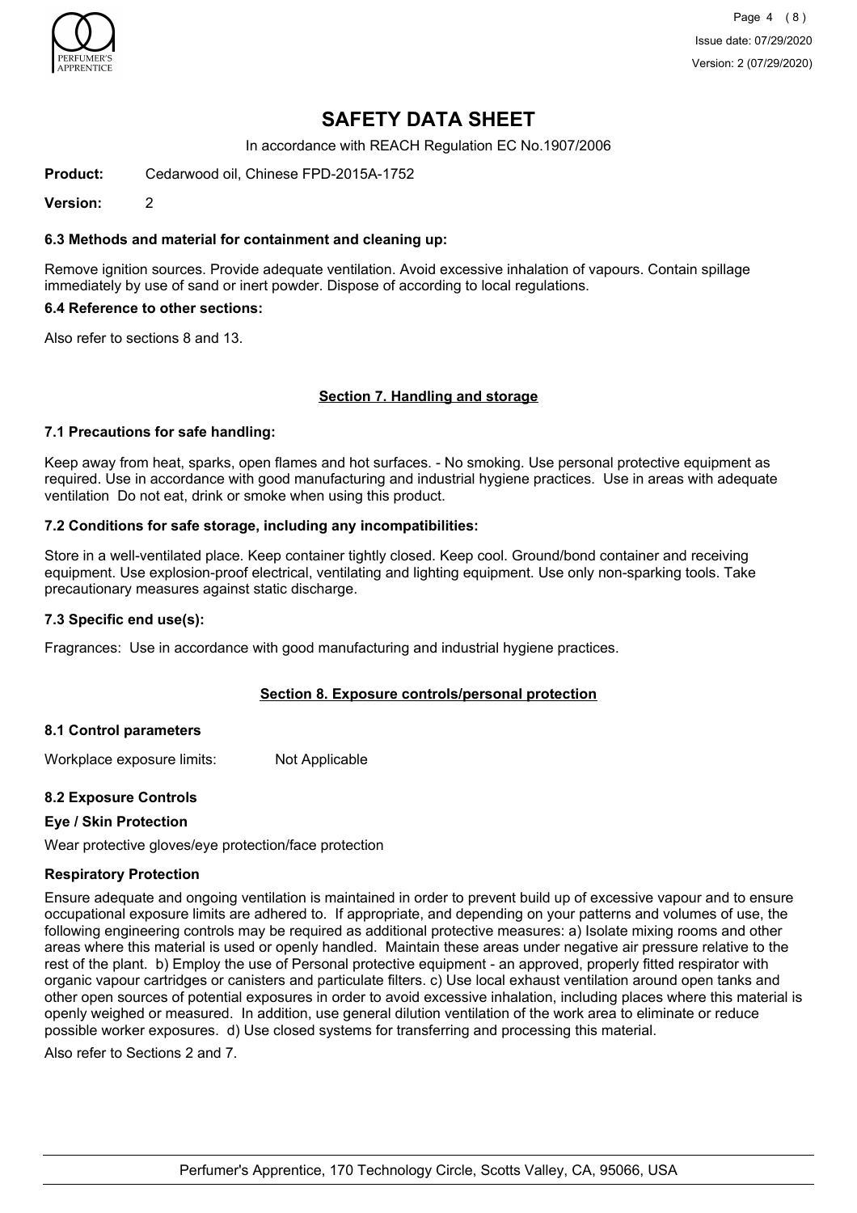# SAFETY DATA SHEET

In accordance with REACH Regulation EC No.1907/2006

**Product:** Cedarwood oil, Chinese FPD-2015A-1752

**Version:** 2

### 6.3 Methods and material for containment and cleaning up:

Remove ignition sources. Provide adequate ventilation. Avoid excessive inhalation of vapours. Contain spillage immediately by use of sand or inert powder. Dispose of according to local regulations.

### 6.4 Reference to other sections:

Also refer to sections 8 and 13.

## Section 7. Handling and storage

### 7.1 Precautions for safe handling:

Keep away from heat, sparks, open flames and hot surfaces. - No smoking. Use personal protective equipment as required. Use in accordance with good manufacturing and industrial hygiene practices. Use in areas with adequate ventilation Do not eat, drink or smoke when using this product.

### 7.2 Conditions for safe storage, including any incompatibilities:

Store in a well-ventilated place. Keep container tightly closed. Keep cool. Ground/bond container and receiving equipment. Use explosion-proof electrical, ventilating and lighting equipment. Use only non-sparking tools. Take precautionary measures against static discharge.

### 7.3 Specific end use(s):

Fragrances: Use in accordance with good manufacturing and industrial hygiene practices.

## Section 8. Exposure controls/personal protection

### 8.1 Control parameters

Workplace exposure limits: Not Applicable

### 8.2 Exposure Controls

**Eye / Skin Protection**

Wear protective gloves/eye protection/face protection

**Respiratory Protection**

Ensure adequate and ongoing ventilation is maintained in order to prevent build up of excessive vapour and to ensure occupational exposure limits are adhered to. If appropriate, and depending on your patterns and volumes of use, the following engineering controls may be required as additional protective measures: a) Isolate mixing rooms and other areas where this material is used or openly handled. Maintain these areas under negative air pressure relative to the rest of the plant. b) Employ the use of Personal protective equipment - an approved, properly fitted respirator with organic vapour cartridges or canisters and particulate filters. c) Use local exhaust ventilation around open tanks and other open sources of potential exposures in order to avoid excessive inhalation, including places where this material is openly weighed or measured. In addition, use general dilution ventilation of the work area to eliminate or reduce possible worker exposures. d) Use closed systems for transferring and processing this material.

Also refer to Sections 2 and 7.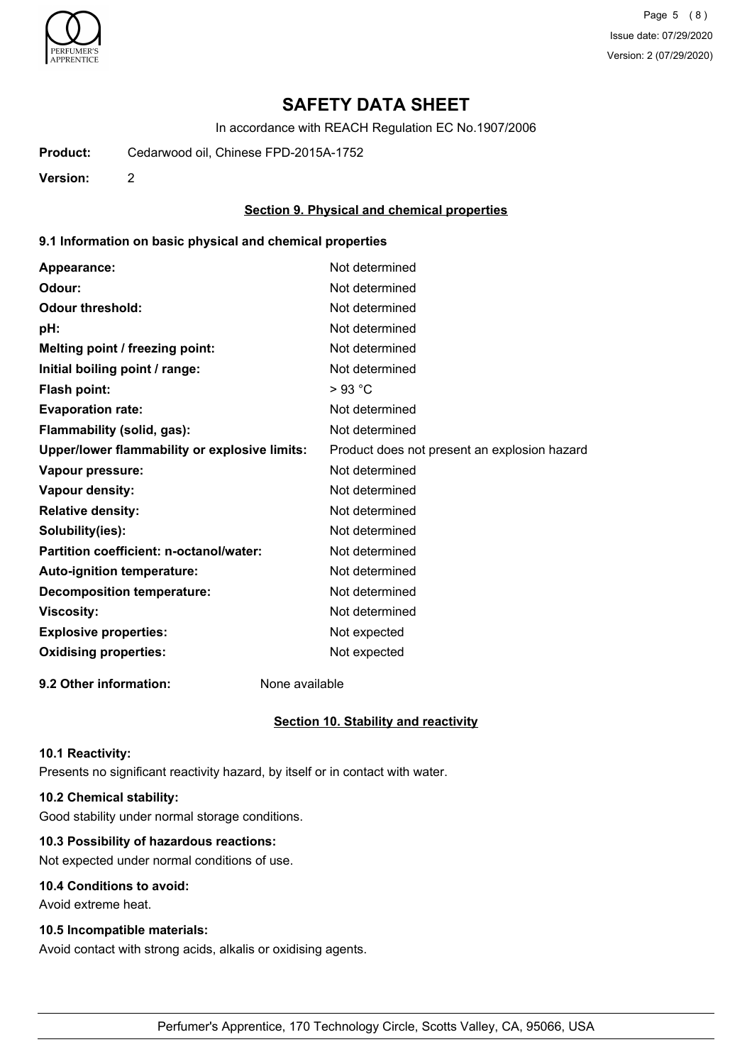# SAFETY DATA SHEET

In accordance with REACH Regulation EC No.1907/2006

**Product:** Cedarwood oil, Chinese FPD-2015A-1752

**Version:** 2

## Section 9. Physical and chemical properties

### 9.1 Information on basic physical and chemical properties

| Property | Value |
| --- | --- |
| **Appearance:** | Not determined |
| **Odour:** | Not determined |
| **Odour threshold:** | Not determined |
| **pH:** | Not determined |
| **Melting point / freezing point:** | Not determined |
| **Initial boiling point / range:** | Not determined |
| **Flash point:** | > 93 °C |
| **Evaporation rate:** | Not determined |
| **Flammability (solid, gas):** | Not determined |
| **Upper/lower flammability or explosive limits:** | Product does not present an explosion hazard |
| **Vapour pressure:** | Not determined |
| **Vapour density:** | Not determined |
| **Relative density:** | Not determined |
| **Solubility(ies):** | Not determined |
| **Partition coefficient: n-octanol/water:** | Not determined |
| **Auto-ignition temperature:** | Not determined |
| **Decomposition temperature:** | Not determined |
| **Viscosity:** | Not determined |
| **Explosive properties:** | Not expected |
| **Oxidising properties:** | Not expected |

**9.2 Other information:** None available

## Section 10. Stability and reactivity

### 10.1 Reactivity:

Presents no significant reactivity hazard, by itself or in contact with water.

### 10.2 Chemical stability:

Good stability under normal storage conditions.

### 10.3 Possibility of hazardous reactions:

Not expected under normal conditions of use.

### 10.4 Conditions to avoid:

Avoid extreme heat.

### 10.5 Incompatible materials:

Avoid contact with strong acids, alkalis or oxidising agents.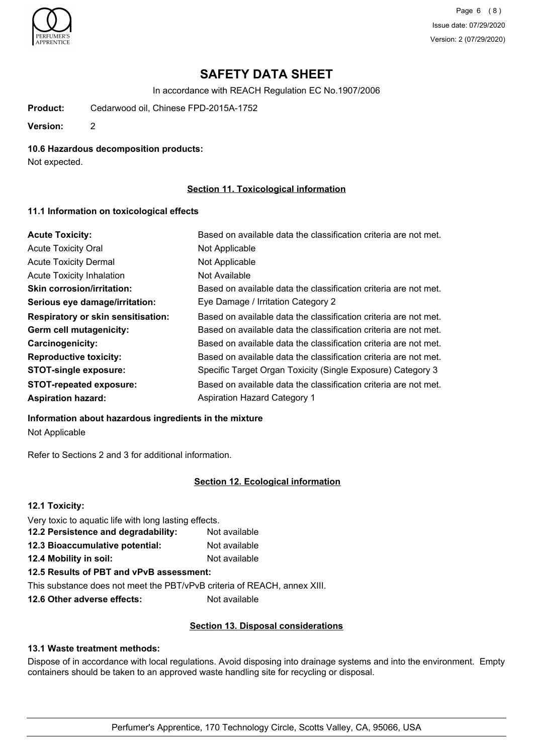# SAFETY DATA SHEET

In accordance with REACH Regulation EC No.1907/2006

**Product:** Cedarwood oil, Chinese FPD-2015A-1752

**Version:** 2

**10.6 Hazardous decomposition products:**

Not expected.

## Section 11. Toxicological information

### 11.1 Information on toxicological effects

| | |
|---|---|
| **Acute Toxicity:** | Based on available data the classification criteria are not met. |
| Acute Toxicity Oral | Not Applicable |
| Acute Toxicity Dermal | Not Applicable |
| Acute Toxicity Inhalation | Not Available |
| **Skin corrosion/irritation:** | Based on available data the classification criteria are not met. |
| **Serious eye damage/irritation:** | Eye Damage / Irritation Category 2 |
| **Respiratory or skin sensitisation:** | Based on available data the classification criteria are not met. |
| **Germ cell mutagenicity:** | Based on available data the classification criteria are not met. |
| **Carcinogenicity:** | Based on available data the classification criteria are not met. |
| **Reproductive toxicity:** | Based on available data the classification criteria are not met. |
| **STOT-single exposure:** | Specific Target Organ Toxicity (Single Exposure) Category 3 |
| **STOT-repeated exposure:** | Based on available data the classification criteria are not met. |
| **Aspiration hazard:** | Aspiration Hazard Category 1 |

**Information about hazardous ingredients in the mixture**

Not Applicable

Refer to Sections 2 and 3 for additional information.

## Section 12. Ecological information

**12.1 Toxicity:**

Very toxic to aquatic life with long lasting effects.

**12.2 Persistence and degradability:** Not available

**12.3 Bioaccumulative potential:** Not available

**12.4 Mobility in soil:** Not available

**12.5 Results of PBT and vPvB assessment:**

This substance does not meet the PBT/vPvB criteria of REACH, annex XIII.

**12.6 Other adverse effects:** Not available

## Section 13. Disposal considerations

**13.1 Waste treatment methods:**

Dispose of in accordance with local regulations. Avoid disposing into drainage systems and into the environment. Empty containers should be taken to an approved waste handling site for recycling or disposal.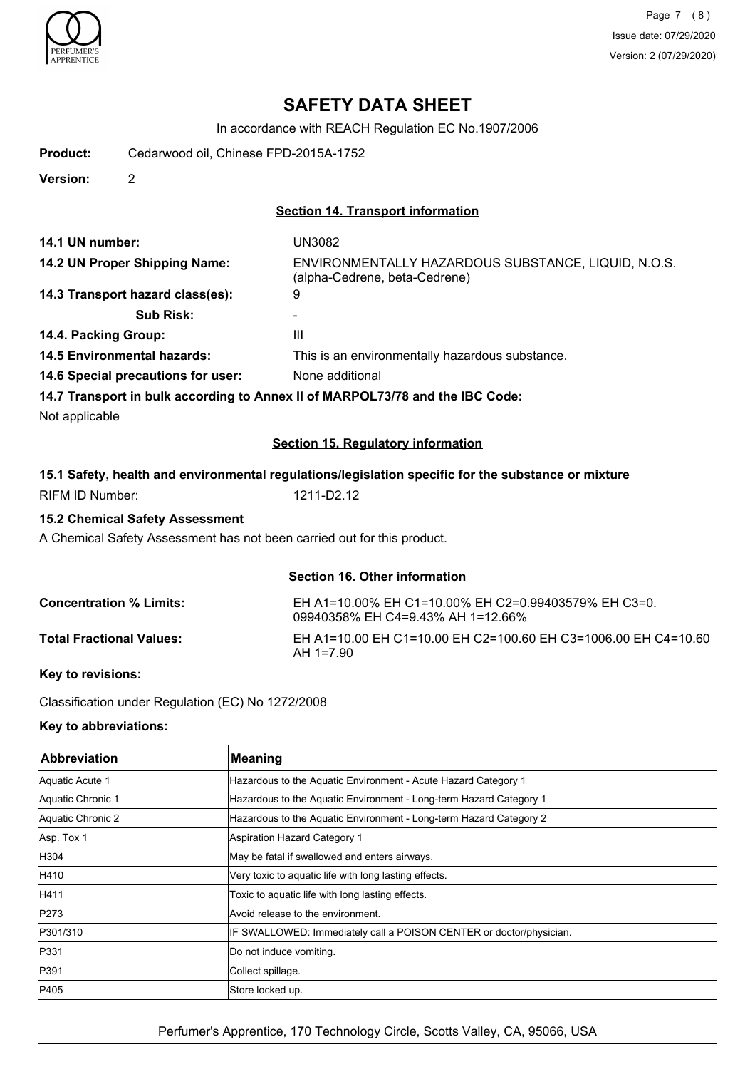# SAFETY DATA SHEET

In accordance with REACH Regulation EC No.1907/2006

**Product:** Cedarwood oil, Chinese FPD-2015A-1752

**Version:** 2

## Section 14. Transport information

**14.1 UN number:** UN3082

**14.2 UN Proper Shipping Name:** ENVIRONMENTALLY HAZARDOUS SUBSTANCE, LIQUID, N.O.S. (alpha-Cedrene, beta-Cedrene)

**14.3 Transport hazard class(es):** 9

**Sub Risk:** -

**14.4. Packing Group:** III

**14.5 Environmental hazards:** This is an environmentally hazardous substance.

**14.6 Special precautions for user:** None additional

**14.7 Transport in bulk according to Annex II of MARPOL73/78 and the IBC Code:**

Not applicable

## Section 15. Regulatory information

**15.1 Safety, health and environmental regulations/legislation specific for the substance or mixture**

RIFM ID Number: 1211-D2.12

**15.2 Chemical Safety Assessment**

A Chemical Safety Assessment has not been carried out for this product.

## Section 16. Other information

**Concentration % Limits:** EH A1=10.00% EH C1=10.00% EH C2=0.99403579% EH C3=0.09940358% EH C4=9.43% AH 1=12.66%

**Total Fractional Values:** EH A1=10.00 EH C1=10.00 EH C2=100.60 EH C3=1006.00 EH C4=10.60 AH 1=7.90

**Key to revisions:**

Classification under Regulation (EC) No 1272/2008

**Key to abbreviations:**

| Abbreviation | Meaning |
|---|---|
| Aquatic Acute 1 | Hazardous to the Aquatic Environment - Acute Hazard Category 1 |
| Aquatic Chronic 1 | Hazardous to the Aquatic Environment - Long-term Hazard Category 1 |
| Aquatic Chronic 2 | Hazardous to the Aquatic Environment - Long-term Hazard Category 2 |
| Asp. Tox 1 | Aspiration Hazard Category 1 |
| H304 | May be fatal if swallowed and enters airways. |
| H410 | Very toxic to aquatic life with long lasting effects. |
| H411 | Toxic to aquatic life with long lasting effects. |
| P273 | Avoid release to the environment. |
| P301/310 | IF SWALLOWED: Immediately call a POISON CENTER or doctor/physician. |
| P331 | Do not induce vomiting. |
| P391 | Collect spillage. |
| P405 | Store locked up. |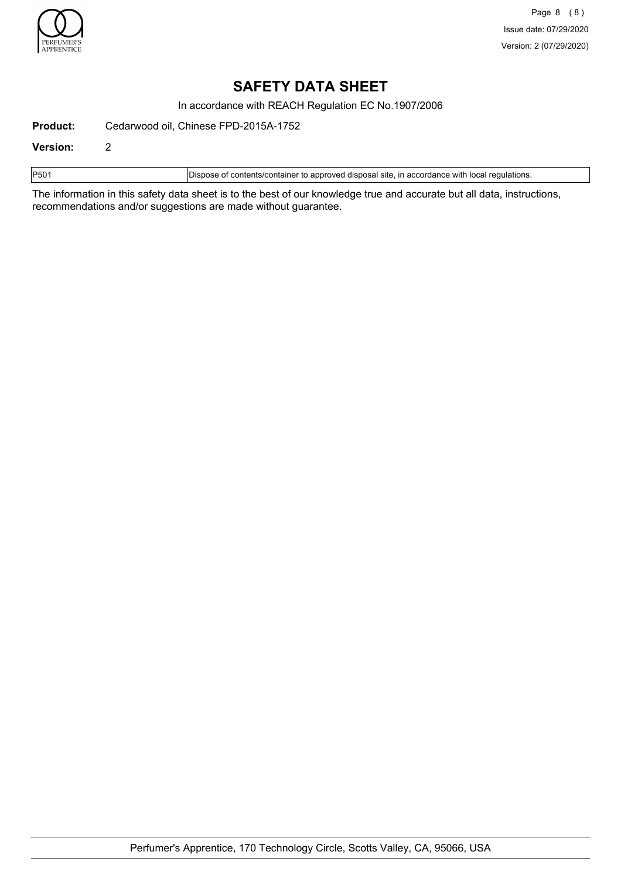# SAFETY DATA SHEET

In accordance with REACH Regulation EC No.1907/2006

**Product:** Cedarwood oil, Chinese FPD-2015A-1752

**Version:** 2

| | |
|---|---|
| P501 | Dispose of contents/container to approved disposal site, in accordance with local regulations. |

The information in this safety data sheet is to the best of our knowledge true and accurate but all data, instructions, recommendations and/or suggestions are made without guarantee.